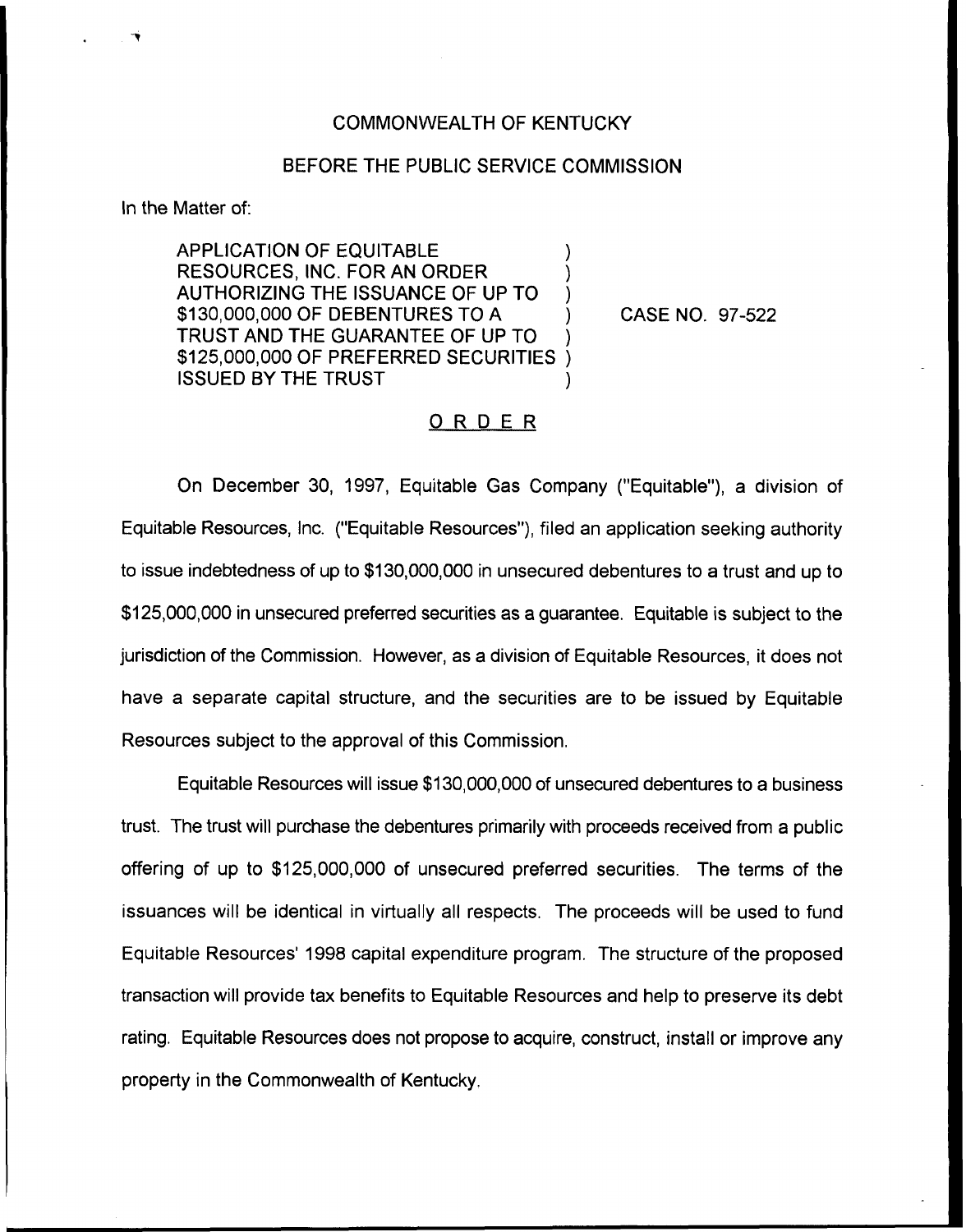COMMONWEALTH OF KENTUCKY

BEFORE THE PUBLIC SERVICE COMMISSION

In the Matter of:

APPLICATION OF EQUITABLE RESOURCES, INC. FOR AN ORDER AUTHORIZING THE ISSUANCE OF UP TO $130,000,000 OF DEBENTURES TO A TRUST AND THE GUARANTEE OF UP TO $125,000,000 OF PREFERRED SECURITIES ISSUED BY THE TRUST ) CASE NO. 97-522

## O R D E R

On December 30, 1997, Equitable Gas Company ("Equitable"), a division of Equitable Resources, Inc. ("Equitable Resources"), filed an application seeking authority to issue indebtedness of up to $130,000,000 in unsecured debentures to a trust and up to $125,000,000 in unsecured preferred securities as a guarantee. Equitable is subject to the jurisdiction of the Commission. However, as a division of Equitable Resources, it does not have a separate capital structure, and the securities are to be issued by Equitable Resources subject to the approval of this Commission.

Equitable Resources will issue $130,000,000 of unsecured debentures to a business trust. The trust will purchase the debentures primarily with proceeds received from a public offering of up to $125,000,000 of unsecured preferred securities. The terms of the issuances will be identical in virtually all respects. The proceeds will be used to fund Equitable Resources' 1998 capital expenditure program. The structure of the proposed transaction will provide tax benefits to Equitable Resources and help to preserve its debt rating. Equitable Resources does not propose to acquire, construct, install or improve any property in the Commonwealth of Kentucky.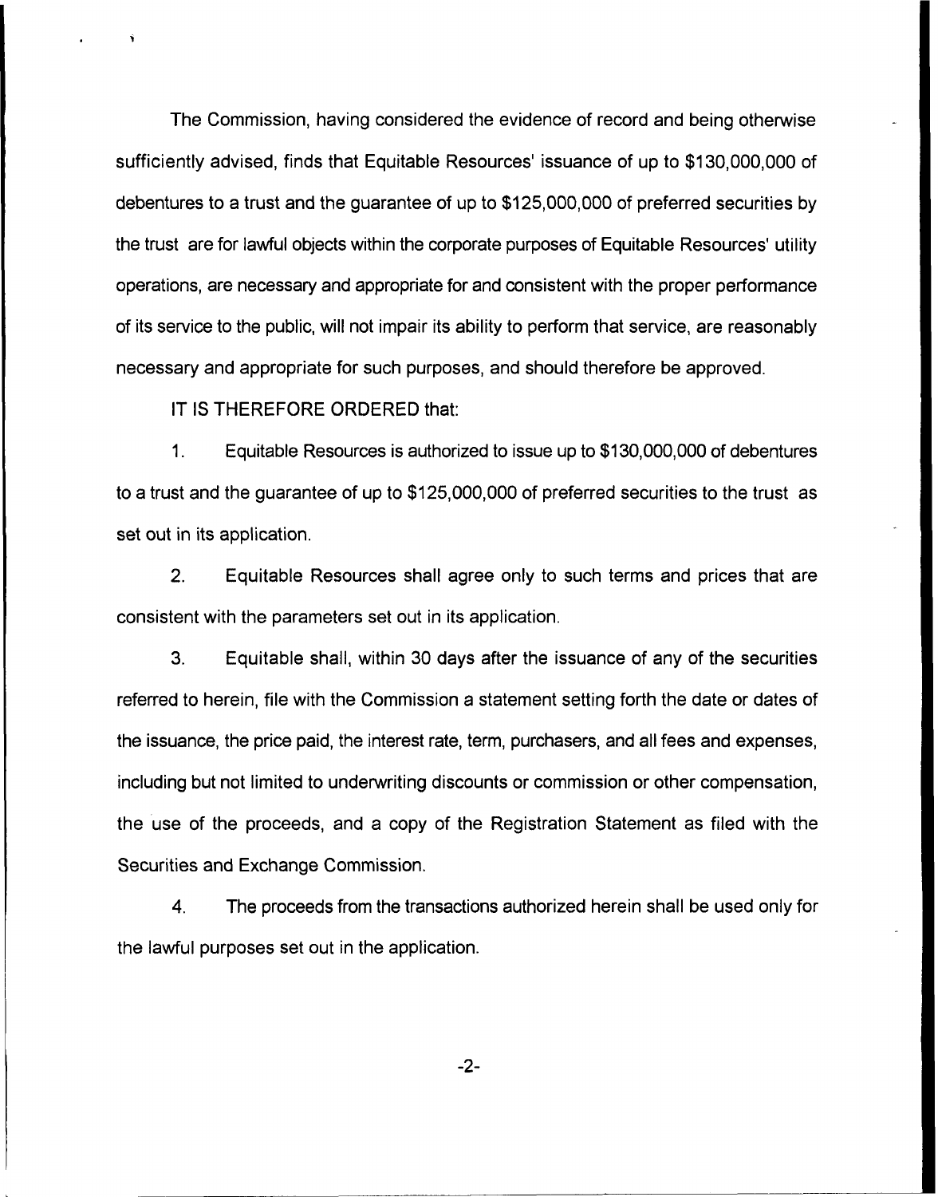The Commission, having considered the evidence of record and being otherwise sufficiently advised, finds that Equitable Resources' issuance of up to $130,000,000 of debentures to a trust and the guarantee of up to $125,000,000 of preferred securities by the trust are for lawful objects within the corporate purposes of Equitable Resources' utility operations, are necessary and appropriate for and consistent with the proper performance of its service to the public, will not impair its ability to perform that service, are reasonably necessary and appropriate for such purposes, and should therefore be approved.

IT IS THEREFORE ORDERED that:

1. Equitable Resources is authorized to issue up to $130,000,000 of debentures to a trust and the guarantee of up to $125,000,000 of preferred securities to the trust as set out in its application.

2. Equitable Resources shall agree only to such terms and prices that are consistent with the parameters set out in its application.

3. Equitable shall, within 30 days after the issuance of any of the securities referred to herein, file with the Commission a statement setting forth the date or dates of the issuance, the price paid, the interest rate, term, purchasers, and all fees and expenses, including but not limited to underwriting discounts or commission or other compensation, the use of the proceeds, and a copy of the Registration Statement as filed with the Securities and Exchange Commission.

4. The proceeds from the transactions authorized herein shall be used only for the lawful purposes set out in the application.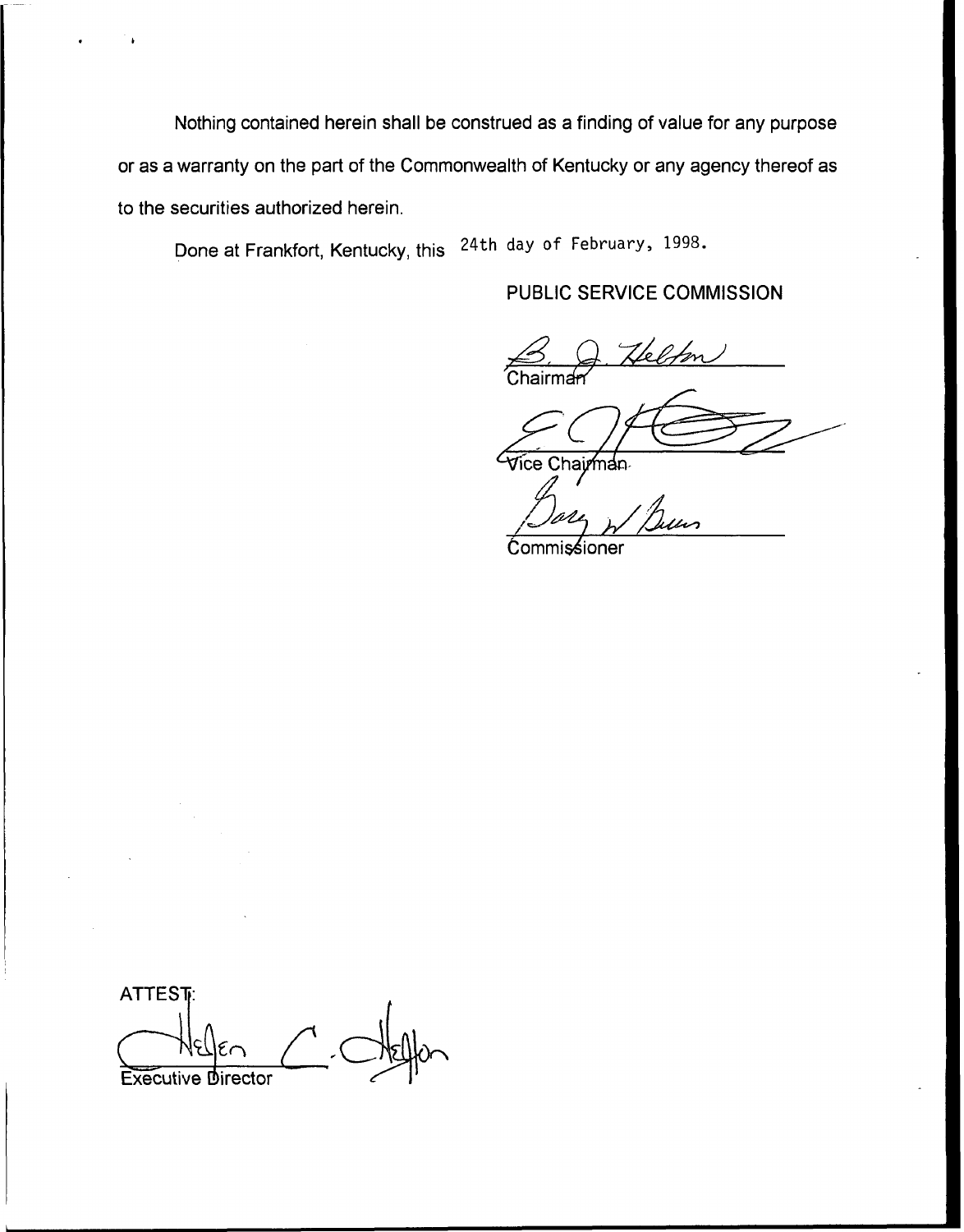Nothing contained herein shall be construed as a finding of value for any purpose or as a warranty on the part of the Commonwealth of Kentucky or any agency thereof as to the securities authorized herein.

Done at Frankfort, Kentucky, this 24th day of February, 1998.

PUBLIC SERVICE COMMISSION

Chairman

Vice Chairman

Commissioner

ATTEST:

Executive Director